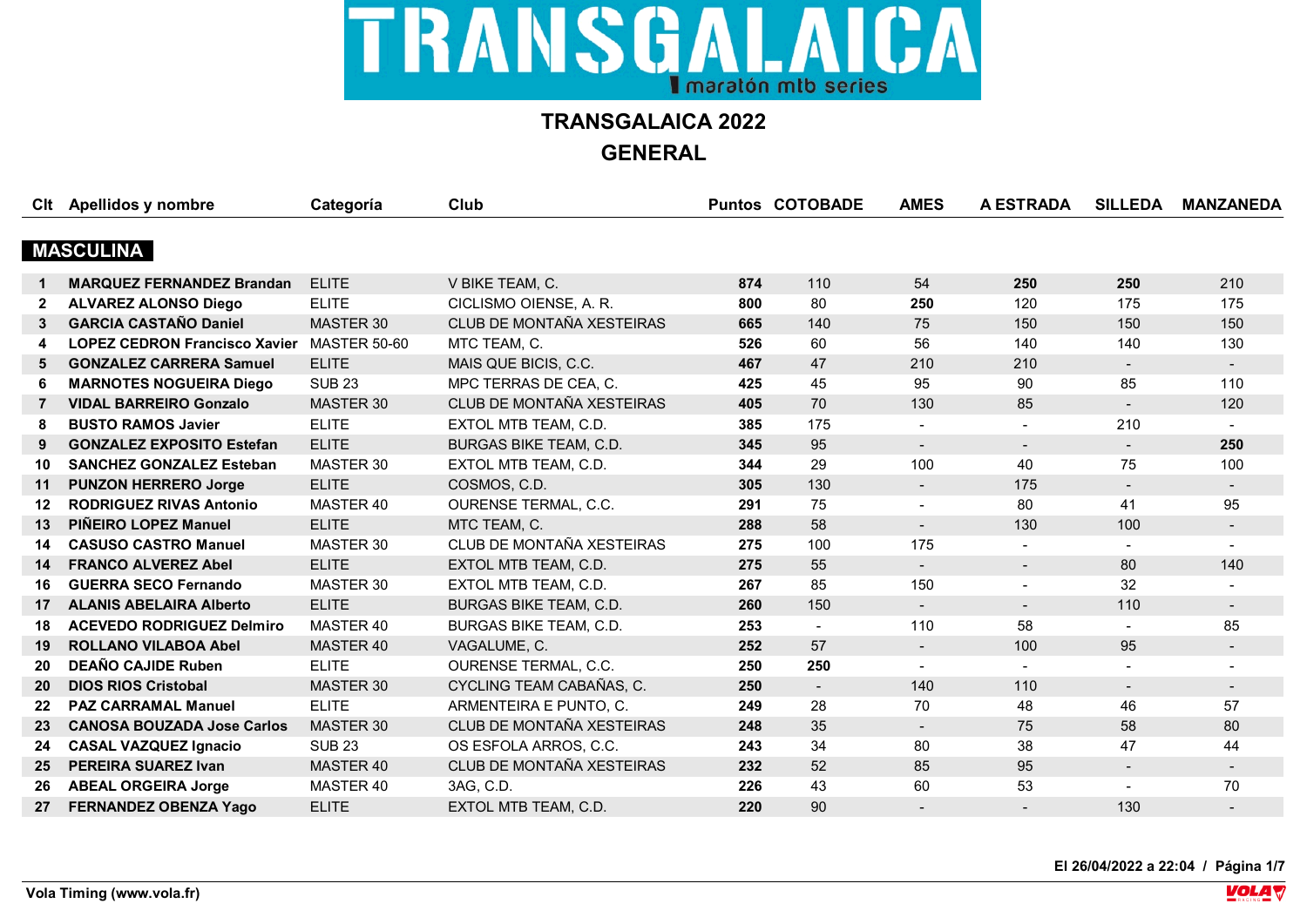# TRANSGALAICA

maratón mtb series

## TRANSGALAICA 2022

## GENERAL

| Clt | Apellidos y nombre | Categoría | Club | Puntos | COTOBADE | AMES | A ESTRADA | SILLEDA | MANZANEDA |
|---|---|---|---|---|---|---|---|---|---|
| **MASCULINA** | | | | | | | | | |
| 1 | **MARQUEZ FERNANDEZ Brandan** | ELITE | V BIKE TEAM, C. | **874** | 110 | 54 | **250** | **250** | 210 |
| 2 | **ALVAREZ ALONSO Diego** | ELITE | CICLISMO OIENSE, A. R. | **800** | 80 | **250** | 120 | 175 | 175 |
| 3 | **GARCIA CASTAÑO Daniel** | MASTER 30 | CLUB DE MONTAÑA XESTEIRAS | **665** | 140 | 75 | 150 | 150 | 150 |
| 4 | **LOPEZ CEDRON Francisco Xavier** | MASTER 50-60 | MTC TEAM, C. | **526** | 60 | 56 | 140 | 140 | 130 |
| 5 | **GONZALEZ CARRERA Samuel** | ELITE | MAIS QUE BICIS, C.C. | **467** | 47 | 210 | 210 | - | - |
| 6 | **MARNOTES NOGUEIRA Diego** | SUB 23 | MPC TERRAS DE CEA, C. | **425** | 45 | 95 | 90 | 85 | 110 |
| 7 | **VIDAL BARREIRO Gonzalo** | MASTER 30 | CLUB DE MONTAÑA XESTEIRAS | **405** | 70 | 130 | 85 | - | 120 |
| 8 | **BUSTO RAMOS Javier** | ELITE | EXTOL MTB TEAM, C.D. | **385** | 175 | - | - | 210 | - |
| 9 | **GONZALEZ EXPOSITO Estefan** | ELITE | BURGAS BIKE TEAM, C.D. | **345** | 95 | - | - | - | **250** |
| 10 | **SANCHEZ GONZALEZ Esteban** | MASTER 30 | EXTOL MTB TEAM, C.D. | **344** | 29 | 100 | 40 | 75 | 100 |
| 11 | **PUNZON HERRERO Jorge** | ELITE | COSMOS, C.D. | **305** | 130 | - | 175 | - | - |
| 12 | **RODRIGUEZ RIVAS Antonio** | MASTER 40 | OURENSE TERMAL, C.C. | **291** | 75 | - | 80 | 41 | 95 |
| 13 | **PIÑEIRO LOPEZ Manuel** | ELITE | MTC TEAM, C. | **288** | 58 | - | 130 | 100 | - |
| 14 | **CASUSO CASTRO Manuel** | MASTER 30 | CLUB DE MONTAÑA XESTEIRAS | **275** | 100 | 175 | - | - | - |
| 14 | **FRANCO ALVEREZ Abel** | ELITE | EXTOL MTB TEAM, C.D. | **275** | 55 | - | - | 80 | 140 |
| 16 | **GUERRA SECO Fernando** | MASTER 30 | EXTOL MTB TEAM, C.D. | **267** | 85 | 150 | - | 32 | - |
| 17 | **ALANIS ABELAIRA Alberto** | ELITE | BURGAS BIKE TEAM, C.D. | **260** | 150 | - | - | 110 | - |
| 18 | **ACEVEDO RODRIGUEZ Delmiro** | MASTER 40 | BURGAS BIKE TEAM, C.D. | **253** | - | 110 | 58 | - | 85 |
| 19 | **ROLLANO VILABOA Abel** | MASTER 40 | VAGALUME, C. | **252** | 57 | - | 100 | 95 | - |
| 20 | **DEAÑO CAJIDE Ruben** | ELITE | OURENSE TERMAL, C.C. | **250** | **250** | - | - | - | - |
| 20 | **DIOS RIOS Cristobal** | MASTER 30 | CYCLING TEAM CABAÑAS, C. | **250** | - | 140 | 110 | - | - |
| 22 | **PAZ CARRAMAL Manuel** | ELITE | ARMENTEIRA E PUNTO, C. | **249** | 28 | 70 | 48 | 46 | 57 |
| 23 | **CANOSA BOUZADA Jose Carlos** | MASTER 30 | CLUB DE MONTAÑA XESTEIRAS | **248** | 35 | - | 75 | 58 | 80 |
| 24 | **CASAL VAZQUEZ Ignacio** | SUB 23 | OS ESFOLA ARROS, C.C. | **243** | 34 | 80 | 38 | 47 | 44 |
| 25 | **PEREIRA SUAREZ Ivan** | MASTER 40 | CLUB DE MONTAÑA XESTEIRAS | **232** | 52 | 85 | 95 | - | - |
| 26 | **ABEAL ORGEIRA Jorge** | MASTER 40 | 3AG, C.D. | **226** | 43 | 60 | 53 | - | 70 |
| 27 | **FERNANDEZ OBENZA Yago** | ELITE | EXTOL MTB TEAM, C.D. | **220** | 90 | - | - | 130 | - |

El 26/04/2022 a 22:04

Vola Timing (www.vola.fr)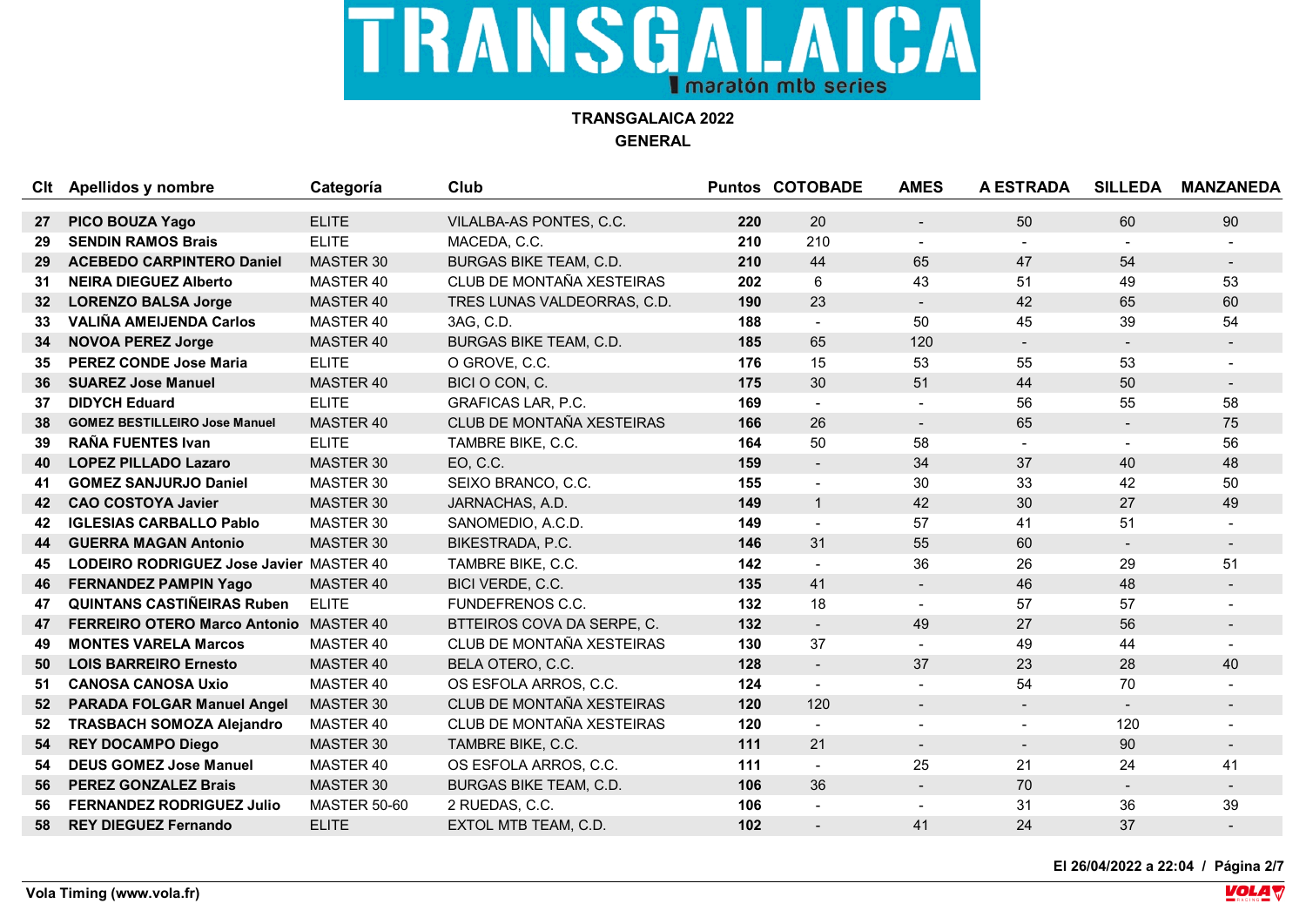# TRANSGALAICA

maratón mtb series

## TRANSGALAICA 2022

## GENERAL

| Clt | Apellidos y nombre | Categoría | Club | Puntos | COTOBADE | AMES | A ESTRADA | SILLEDA | MANZANEDA |
|---|---|---|---|---|---|---|---|---|---|
| 27 | **PICO BOUZA Yago** | ELITE | VILALBA-AS PONTES, C.C. | **220** | 20 | - | 50 | 60 | 90 |
| 29 | **SENDIN RAMOS Brais** | ELITE | MACEDA, C.C. | **210** | 210 | - | - | - | - |
| 29 | **ACEBEDO CARPINTERO Daniel** | MASTER 30 | BURGAS BIKE TEAM, C.D. | **210** | 44 | 65 | 47 | 54 | - |
| 31 | **NEIRA DIEGUEZ Alberto** | MASTER 40 | CLUB DE MONTAÑA XESTEIRAS | **202** | 6 | 43 | 51 | 49 | 53 |
| 32 | **LORENZO BALSA Jorge** | MASTER 40 | TRES LUNAS VALDEORRAS, C.D. | **190** | 23 | - | 42 | 65 | 60 |
| 33 | **VALIÑA AMEIJENDA Carlos** | MASTER 40 | 3AG, C.D. | **188** | - | 50 | 45 | 39 | 54 |
| 34 | **NOVOA PEREZ Jorge** | MASTER 40 | BURGAS BIKE TEAM, C.D. | **185** | 65 | 120 | - | - | - |
| 35 | **PEREZ CONDE Jose Maria** | ELITE | O GROVE, C.C. | **176** | 15 | 53 | 55 | 53 | - |
| 36 | **SUAREZ Jose Manuel** | MASTER 40 | BICI O CON, C. | **175** | 30 | 51 | 44 | 50 | - |
| 37 | **DIDYCH Eduard** | ELITE | GRAFICAS LAR, P.C. | **169** | - | - | 56 | 55 | 58 |
| 38 | **GOMEZ BESTILLEIRO Jose Manuel** | MASTER 40 | CLUB DE MONTAÑA XESTEIRAS | **166** | 26 | - | 65 | - | 75 |
| 39 | **RAÑA FUENTES Ivan** | ELITE | TAMBRE BIKE, C.C. | **164** | 50 | 58 | - | - | 56 |
| 40 | **LOPEZ PILLADO Lazaro** | MASTER 30 | EO, C.C. | **159** | - | 34 | 37 | 40 | 48 |
| 41 | **GOMEZ SANJURJO Daniel** | MASTER 30 | SEIXO BRANCO, C.C. | **155** | - | 30 | 33 | 42 | 50 |
| 42 | **CAO COSTOYA Javier** | MASTER 30 | JARNACHAS, A.D. | **149** | 1 | 42 | 30 | 27 | 49 |
| 42 | **IGLESIAS CARBALLO Pablo** | MASTER 30 | SANOMEDIO, A.C.D. | **149** | - | 57 | 41 | 51 | - |
| 44 | **GUERRA MAGAN Antonio** | MASTER 30 | BIKESTRADA, P.C. | **146** | 31 | 55 | 60 | - | - |
| 45 | **LODEIRO RODRIGUEZ Jose Javier** | MASTER 40 | TAMBRE BIKE, C.C. | **142** | - | 36 | 26 | 29 | 51 |
| 46 | **FERNANDEZ PAMPIN Yago** | MASTER 40 | BICI VERDE, C.C. | **135** | 41 | - | 46 | 48 | - |
| 47 | **QUINTANS CASTIÑEIRAS Ruben** | ELITE | FUNDEFRENOS C.C. | **132** | 18 | - | 57 | 57 | - |
| 47 | **FERREIRO OTERO Marco Antonio** | MASTER 40 | BTTEIROS COVA DA SERPE, C. | **132** | - | 49 | 27 | 56 | - |
| 49 | **MONTES VARELA Marcos** | MASTER 40 | CLUB DE MONTAÑA XESTEIRAS | **130** | 37 | - | 49 | 44 | - |
| 50 | **LOIS BARREIRO Ernesto** | MASTER 40 | BELA OTERO, C.C. | **128** | - | 37 | 23 | 28 | 40 |
| 51 | **CANOSA CANOSA Uxio** | MASTER 40 | OS ESFOLA ARROS, C.C. | **124** | - | - | 54 | 70 | - |
| 52 | **PARADA FOLGAR Manuel Angel** | MASTER 30 | CLUB DE MONTAÑA XESTEIRAS | **120** | 120 | - | - | - | - |
| 52 | **TRASBACH SOMOZA Alejandro** | MASTER 40 | CLUB DE MONTAÑA XESTEIRAS | **120** | - | - | - | 120 | - |
| 54 | **REY DOCAMPO Diego** | MASTER 30 | TAMBRE BIKE, C.C. | **111** | 21 | - | - | 90 | - |
| 54 | **DEUS GOMEZ Jose Manuel** | MASTER 40 | OS ESFOLA ARROS, C.C. | **111** | - | 25 | 21 | 24 | 41 |
| 56 | **PEREZ GONZALEZ Brais** | MASTER 30 | BURGAS BIKE TEAM, C.D. | **106** | 36 | - | 70 | - | - |
| 56 | **FERNANDEZ RODRIGUEZ Julio** | MASTER 50-60 | 2 RUEDAS, C.C. | **106** | - | - | 31 | 36 | 39 |
| 58 | **REY DIEGUEZ Fernando** | ELITE | EXTOL MTB TEAM, C.D. | **102** | - | 41 | 24 | 37 | - |

**El 26/04/2022 a 22:04**

**Vola Timing (www.vola.fr)**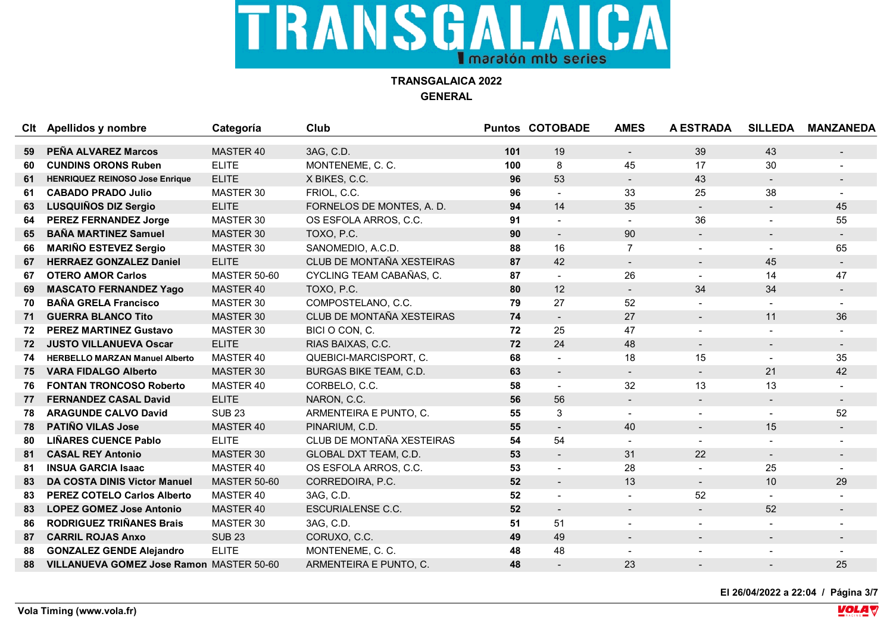# TRANSGALAICA

maratón mtb series

## TRANSGALAICA 2022
## GENERAL

| Clt | Apellidos y nombre | Categoría | Club | Puntos | COTOBADE | AMES | A ESTRADA | SILLEDA | MANZANEDA |
|---|---|---|---|---|---|---|---|---|---|
| 59 | **PEÑA ALVAREZ Marcos** | MASTER 40 | 3AG, C.D. | **101** | 19 | - | 39 | 43 | - |
| 60 | **CUNDINS ORONS Ruben** | ELITE | MONTENEME, C. C. | **100** | 8 | 45 | 17 | 30 | - |
| 61 | **HENRIQUEZ REINOSO Jose Enrique** | ELITE | X BIKES, C.C. | **96** | 53 | - | 43 | - | - |
| 61 | **CABADO PRADO Julio** | MASTER 30 | FRIOL, C.C. | **96** | - | 33 | 25 | 38 | - |
| 63 | **LUSQUIÑOS DIZ Sergio** | ELITE | FORNELOS DE MONTES, A. D. | **94** | 14 | 35 | - | - | 45 |
| 64 | **PEREZ FERNANDEZ Jorge** | MASTER 30 | OS ESFOLA ARROS, C.C. | **91** | - | - | 36 | - | 55 |
| 65 | **BAÑA MARTINEZ Samuel** | MASTER 30 | TOXO, P.C. | **90** | - | 90 | - | - | - |
| 66 | **MARIÑO ESTEVEZ Sergio** | MASTER 30 | SANOMEDIO, A.C.D. | **88** | 16 | 7 | - | - | 65 |
| 67 | **HERRAEZ GONZALEZ Daniel** | ELITE | CLUB DE MONTAÑA XESTEIRAS | **87** | 42 | - | - | 45 | - |
| 67 | **OTERO AMOR Carlos** | MASTER 50-60 | CYCLING TEAM CABAÑAS, C. | **87** | - | 26 | - | 14 | 47 |
| 69 | **MASCATO FERNANDEZ Yago** | MASTER 40 | TOXO, P.C. | **80** | 12 | - | 34 | 34 | - |
| 70 | **BAÑA GRELA Francisco** | MASTER 30 | COMPOSTELANO, C.C. | **79** | 27 | 52 | - | - | - |
| 71 | **GUERRA BLANCO Tito** | MASTER 30 | CLUB DE MONTAÑA XESTEIRAS | **74** | - | 27 | - | 11 | 36 |
| 72 | **PEREZ MARTINEZ Gustavo** | MASTER 30 | BICI O CON, C. | **72** | 25 | 47 | - | - | - |
| 72 | **JUSTO VILLANUEVA Oscar** | ELITE | RIAS BAIXAS, C.C. | **72** | 24 | 48 | - | - | - |
| 74 | **HERBELLO MARZAN Manuel Alberto** | MASTER 40 | QUEBICI-MARCISPORT, C. | **68** | - | 18 | 15 | - | 35 |
| 75 | **VARA FIDALGO Alberto** | MASTER 30 | BURGAS BIKE TEAM, C.D. | **63** | - | - | - | 21 | 42 |
| 76 | **FONTAN TRONCOSO Roberto** | MASTER 40 | CORBELO, C.C. | **58** | - | 32 | 13 | 13 | - |
| 77 | **FERNANDEZ CASAL David** | ELITE | NARON, C.C. | **56** | 56 | - | - | - | - |
| 78 | **ARAGUNDE CALVO David** | SUB 23 | ARMENTEIRA E PUNTO, C. | **55** | 3 | - | - | - | 52 |
| 78 | **PATIÑO VILAS Jose** | MASTER 40 | PINARIUM, C.D. | **55** | - | 40 | - | 15 | - |
| 80 | **LIÑARES CUENCE Pablo** | ELITE | CLUB DE MONTAÑA XESTEIRAS | **54** | 54 | - | - | - | - |
| 81 | **CASAL REY Antonio** | MASTER 30 | GLOBAL DXT TEAM, C.D. | **53** | - | 31 | 22 | - | - |
| 81 | **INSUA GARCIA Isaac** | MASTER 40 | OS ESFOLA ARROS, C.C. | **53** | - | 28 | - | 25 | - |
| 83 | **DA COSTA DINIS Victor Manuel** | MASTER 50-60 | CORREDOIRA, P.C. | **52** | - | 13 | - | 10 | 29 |
| 83 | **PEREZ COTELO Carlos Alberto** | MASTER 40 | 3AG, C.D. | **52** | - | - | 52 | - | - |
| 83 | **LOPEZ GOMEZ Jose Antonio** | MASTER 40 | ESCURIALENSE C.C. | **52** | - | - | - | 52 | - |
| 86 | **RODRIGUEZ TRIÑANES Brais** | MASTER 30 | 3AG, C.D. | **51** | 51 | - | - | - | - |
| 87 | **CARRIL ROJAS Anxo** | SUB 23 | CORUXO, C.C. | **49** | 49 | - | - | - | - |
| 88 | **GONZALEZ GENDE Alejandro** | ELITE | MONTENEME, C. C. | **48** | 48 | - | - | - | - |
| 88 | **VILLANUEVA GOMEZ Jose Ramon** | MASTER 50-60 | ARMENTEIRA E PUNTO, C. | **48** | - | 23 | - | - | 25 |

**El 26/04/2022 a 22:04**

**Vola Timing (www.vola.fr)**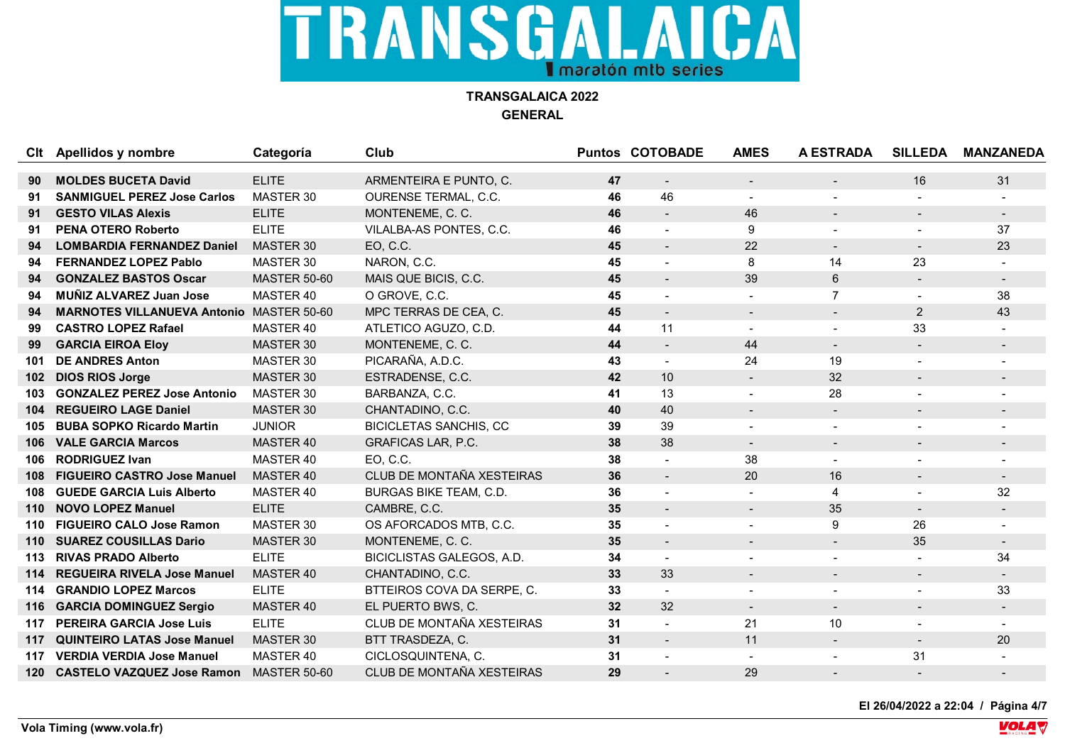# TRANSGALAICA 2022

## GENERAL

| Clt | Apellidos y nombre | Categoría | Club | Puntos | COTOBADE | AMES | A ESTRADA | SILLEDA | MANZANEDA |
|---|---|---|---|---|---|---|---|---|---|
| 90 | **MOLDES BUCETA David** | ELITE | ARMENTEIRA E PUNTO, C. | **47** | - | - | - | 16 | 31 |
| 91 | **SANMIGUEL PEREZ Jose Carlos** | MASTER 30 | OURENSE TERMAL, C.C. | **46** | 46 | - | - | - | - |
| 91 | **GESTO VILAS Alexis** | ELITE | MONTENEME, C. C. | **46** | - | 46 | - | - | - |
| 91 | **PENA OTERO Roberto** | ELITE | VILALBA-AS PONTES, C.C. | **46** | - | 9 | - | - | 37 |
| 94 | **LOMBARDIA FERNANDEZ Daniel** | MASTER 30 | EO, C.C. | **45** | - | 22 | - | - | 23 |
| 94 | **FERNANDEZ LOPEZ Pablo** | MASTER 30 | NARON, C.C. | **45** | - | 8 | 14 | 23 | - |
| 94 | **GONZALEZ BASTOS Oscar** | MASTER 50-60 | MAIS QUE BICIS, C.C. | **45** | - | 39 | 6 | - | - |
| 94 | **MUÑIZ ALVAREZ Juan Jose** | MASTER 40 | O GROVE, C.C. | **45** | - | - | 7 | - | 38 |
| 94 | **MARNOTES VILLANUEVA Antonio** | MASTER 50-60 | MPC TERRAS DE CEA, C. | **45** | - | - | - | 2 | 43 |
| 99 | **CASTRO LOPEZ Rafael** | MASTER 40 | ATLETICO AGUZO, C.D. | **44** | 11 | - | - | 33 | - |
| 99 | **GARCIA EIROA Eloy** | MASTER 30 | MONTENEME, C. C. | **44** | - | 44 | - | - | - |
| 101 | **DE ANDRES Anton** | MASTER 30 | PICARAÑA, A.D.C. | **43** | - | 24 | 19 | - | - |
| 102 | **DIOS RIOS Jorge** | MASTER 30 | ESTRADENSE, C.C. | **42** | 10 | - | 32 | - | - |
| 103 | **GONZALEZ PEREZ Jose Antonio** | MASTER 30 | BARBANZA, C.C. | **41** | 13 | - | 28 | - | - |
| 104 | **REGUEIRO LAGE Daniel** | MASTER 30 | CHANTADINO, C.C. | **40** | 40 | - | - | - | - |
| 105 | **BUBA SOPKO Ricardo Martin** | JUNIOR | BICICLETAS SANCHIS, CC | **39** | 39 | - | - | - | - |
| 106 | **VALE GARCIA Marcos** | MASTER 40 | GRAFICAS LAR, P.C. | **38** | 38 | - | - | - | - |
| 106 | **RODRIGUEZ Ivan** | MASTER 40 | EO, C.C. | **38** | - | 38 | - | - | - |
| 108 | **FIGUEIRO CASTRO Jose Manuel** | MASTER 40 | CLUB DE MONTAÑA XESTEIRAS | **36** | - | 20 | 16 | - | - |
| 108 | **GUEDE GARCIA Luis Alberto** | MASTER 40 | BURGAS BIKE TEAM, C.D. | **36** | - | - | 4 | - | 32 |
| 110 | **NOVO LOPEZ Manuel** | ELITE | CAMBRE, C.C. | **35** | - | - | 35 | - | - |
| 110 | **FIGUEIRO CALO Jose Ramon** | MASTER 30 | OS AFORCADOS MTB, C.C. | **35** | - | - | 9 | 26 | - |
| 110 | **SUAREZ COUSILLAS Dario** | MASTER 30 | MONTENEME, C. C. | **35** | - | - | - | 35 | - |
| 113 | **RIVAS PRADO Alberto** | ELITE | BICICLISTAS GALEGOS, A.D. | **34** | - | - | - | - | 34 |
| 114 | **REGUEIRA RIVELA Jose Manuel** | MASTER 40 | CHANTADINO, C.C. | **33** | 33 | - | - | - | - |
| 114 | **GRANDIO LOPEZ Marcos** | ELITE | BTTEIROS COVA DA SERPE, C. | **33** | - | - | - | - | 33 |
| 116 | **GARCIA DOMINGUEZ Sergio** | MASTER 40 | EL PUERTO BWS, C. | **32** | 32 | - | - | - | - |
| 117 | **PEREIRA GARCIA Jose Luis** | ELITE | CLUB DE MONTAÑA XESTEIRAS | **31** | - | 21 | 10 | - | - |
| 117 | **QUINTEIRO LATAS Jose Manuel** | MASTER 30 | BTT TRASDEZA, C. | **31** | - | 11 | - | - | 20 |
| 117 | **VERDIA VERDIA Jose Manuel** | MASTER 40 | CICLOSQUINTENA, C. | **31** | - | - | - | 31 | - |
| 120 | **CASTELO VAZQUEZ Jose Ramon** | MASTER 50-60 | CLUB DE MONTAÑA XESTEIRAS | **29** | - | 29 | - | - | - |

El 26/04/2022 a 22:04

Vola Timing (www.vola.fr)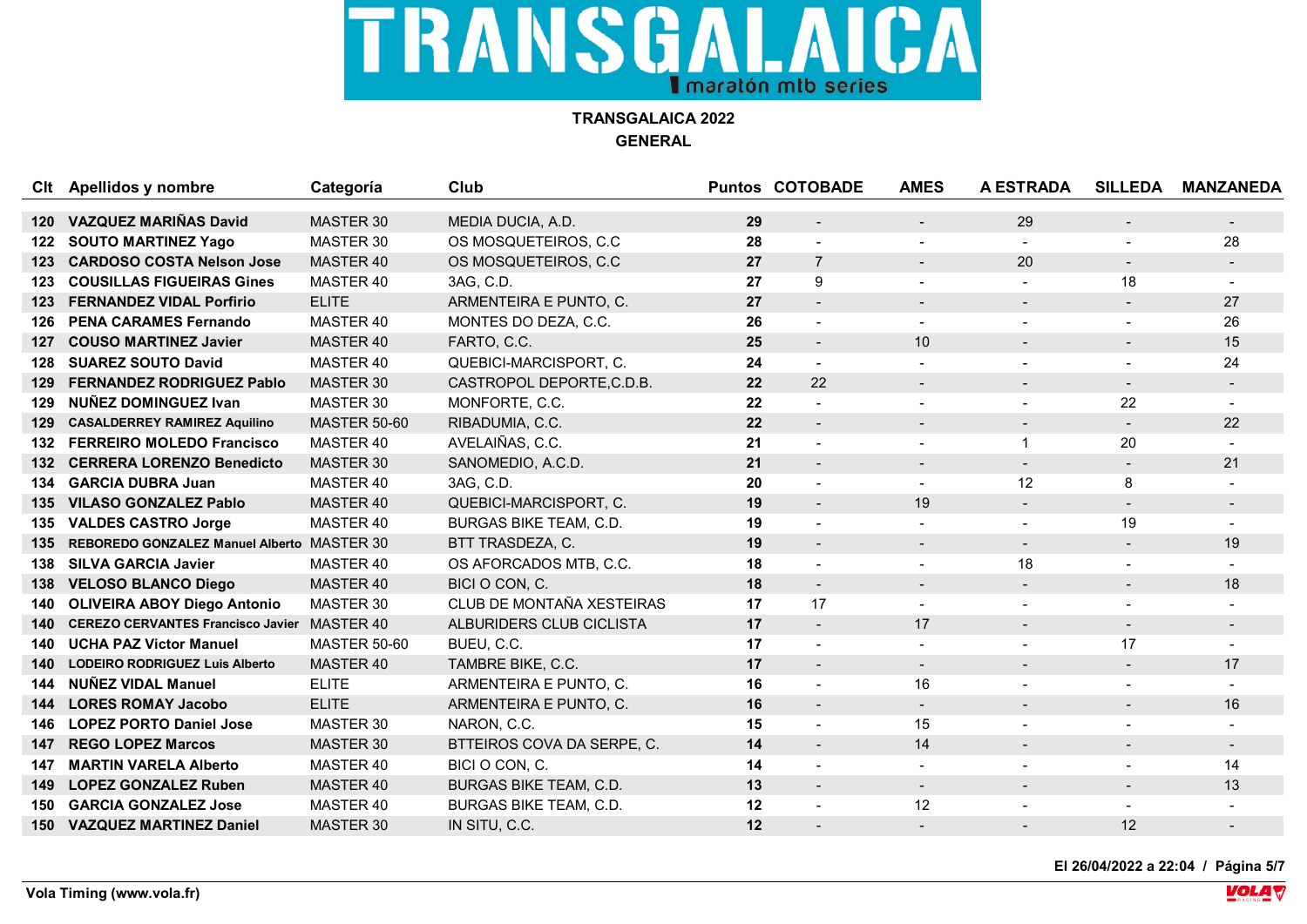# TRANSGALAICA

maratón mtb series

## TRANSGALAICA 2022
## GENERAL

| Clt | Apellidos y nombre | Categoría | Club | Puntos | COTOBADE | AMES | A ESTRADA | SILLEDA | MANZANEDA |
|---|---|---|---|---|---|---|---|---|---|
| 120 | VAZQUEZ MARIÑAS David | MASTER 30 | MEDIA DUCIA, A.D. | 29 | - | - | 29 | - | - |
| 122 | SOUTO MARTINEZ Yago | MASTER 30 | OS MOSQUETEIROS, C.C | 28 | - | - | - | - | 28 |
| 123 | CARDOSO COSTA Nelson Jose | MASTER 40 | OS MOSQUETEIROS, C.C | 27 | 7 | - | 20 | - | - |
| 123 | COUSILLAS FIGUEIRAS Gines | MASTER 40 | 3AG, C.D. | 27 | 9 | - | - | 18 | - |
| 123 | FERNANDEZ VIDAL Porfirio | ELITE | ARMENTEIRA E PUNTO, C. | 27 | - | - | - | - | 27 |
| 126 | PENA CARAMES Fernando | MASTER 40 | MONTES DO DEZA, C.C. | 26 | - | - | - | - | 26 |
| 127 | COUSO MARTINEZ Javier | MASTER 40 | FARTO, C.C. | 25 | - | 10 | - | - | 15 |
| 128 | SUAREZ SOUTO David | MASTER 40 | QUEBICI-MARCISPORT, C. | 24 | - | - | - | - | 24 |
| 129 | FERNANDEZ RODRIGUEZ Pablo | MASTER 30 | CASTROPOL DEPORTE,C.D.B. | 22 | 22 | - | - | - | - |
| 129 | NUÑEZ DOMINGUEZ Ivan | MASTER 30 | MONFORTE, C.C. | 22 | - | - | - | 22 | - |
| 129 | CASALDERREY RAMIREZ Aquilino | MASTER 50-60 | RIBADUMIA, C.C. | 22 | - | - | - | - | 22 |
| 132 | FERREIRO MOLEDO Francisco | MASTER 40 | AVELAIÑAS, C.C. | 21 | - | - | 1 | 20 | - |
| 132 | CERRERA LORENZO Benedicto | MASTER 30 | SANOMEDIO, A.C.D. | 21 | - | - | - | - | 21 |
| 134 | GARCIA DUBRA Juan | MASTER 40 | 3AG, C.D. | 20 | - | - | 12 | 8 | - |
| 135 | VILASO GONZALEZ Pablo | MASTER 40 | QUEBICI-MARCISPORT, C. | 19 | - | 19 | - | - | - |
| 135 | VALDES CASTRO Jorge | MASTER 40 | BURGAS BIKE TEAM, C.D. | 19 | - | - | - | 19 | - |
| 135 | REBOREDO GONZALEZ Manuel Alberto | MASTER 30 | BTT TRASDEZA, C. | 19 | - | - | - | - | 19 |
| 138 | SILVA GARCIA Javier | MASTER 40 | OS AFORCADOS MTB, C.C. | 18 | - | - | 18 | - | - |
| 138 | VELOSO BLANCO Diego | MASTER 40 | BICI O CON, C. | 18 | - | - | - | - | 18 |
| 140 | OLIVEIRA ABOY Diego Antonio | MASTER 30 | CLUB DE MONTAÑA XESTEIRAS | 17 | 17 | - | - | - | - |
| 140 | CEREZO CERVANTES Francisco Javier | MASTER 40 | ALBURIDERS CLUB CICLISTA | 17 | - | 17 | - | - | - |
| 140 | UCHA PAZ Victor Manuel | MASTER 50-60 | BUEU, C.C. | 17 | - | - | - | 17 | - |
| 140 | LODEIRO RODRIGUEZ Luis Alberto | MASTER 40 | TAMBRE BIKE, C.C. | 17 | - | - | - | - | 17 |
| 144 | NUÑEZ VIDAL Manuel | ELITE | ARMENTEIRA E PUNTO, C. | 16 | - | 16 | - | - | - |
| 144 | LORES ROMAY Jacobo | ELITE | ARMENTEIRA E PUNTO, C. | 16 | - | - | - | - | 16 |
| 146 | LOPEZ PORTO Daniel Jose | MASTER 30 | NARON, C.C. | 15 | - | 15 | - | - | - |
| 147 | REGO LOPEZ Marcos | MASTER 30 | BTTEIROS COVA DA SERPE, C. | 14 | - | 14 | - | - | - |
| 147 | MARTIN VARELA Alberto | MASTER 40 | BICI O CON, C. | 14 | - | - | - | - | 14 |
| 149 | LOPEZ GONZALEZ Ruben | MASTER 40 | BURGAS BIKE TEAM, C.D. | 13 | - | - | - | - | 13 |
| 150 | GARCIA GONZALEZ Jose | MASTER 40 | BURGAS BIKE TEAM, C.D. | 12 | - | 12 | - | - | - |
| 150 | VAZQUEZ MARTINEZ Daniel | MASTER 30 | IN SITU, C.C. | 12 | - | - | - | 12 | - |

El 26/04/2022 a 22:04

Vola Timing (www.vola.fr)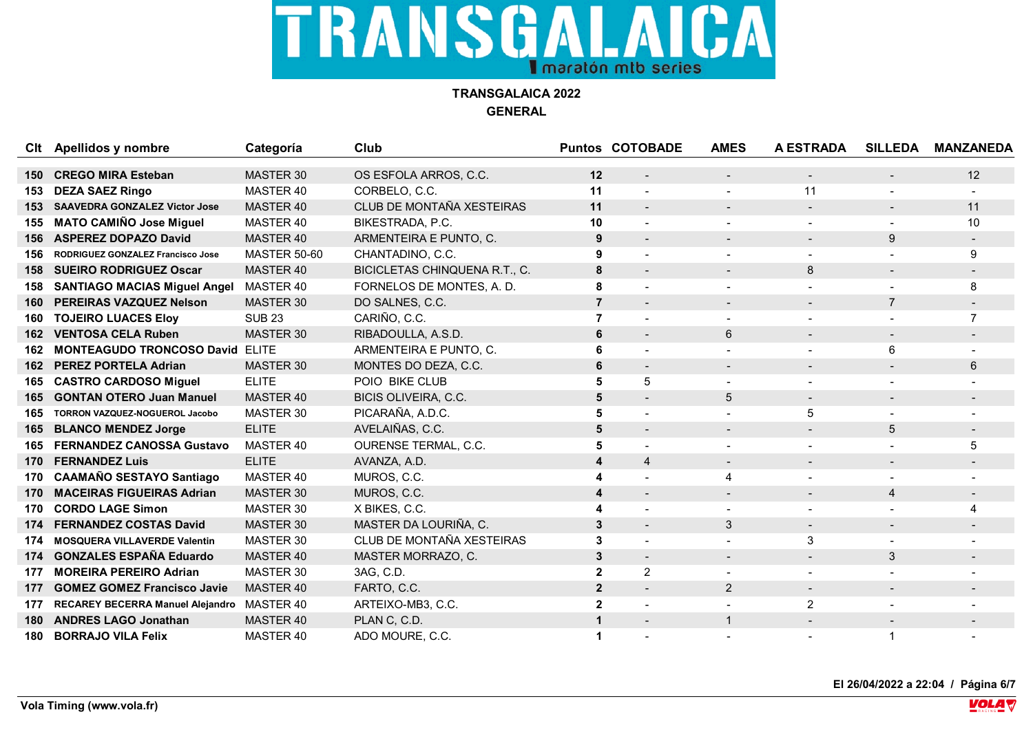# TRANSGALAICA

maratón mtb series

## TRANSGALAICA 2022
## GENERAL

| Clt | Apellidos y nombre | Categoría | Club | Puntos | COTOBADE | AMES | A ESTRADA | SILLEDA | MANZANEDA |
|---|---|---|---|---|---|---|---|---|---|
| 150 | **CREGO MIRA Esteban** | MASTER 30 | OS ESFOLA ARROS, C.C. | **12** | - | - | - | - | 12 |
| 153 | **DEZA SAEZ Ringo** | MASTER 40 | CORBELO, C.C. | **11** | - | - | 11 | - | - |
| 153 | **SAAVEDRA GONZALEZ Victor Jose** | MASTER 40 | CLUB DE MONTAÑA XESTEIRAS | **11** | - | - | - | - | 11 |
| 155 | **MATO CAMIÑO Jose Miguel** | MASTER 40 | BIKESTRADA, P.C. | **10** | - | - | - | - | 10 |
| 156 | **ASPEREZ DOPAZO David** | MASTER 40 | ARMENTEIRA E PUNTO, C. | **9** | - | - | - | 9 | - |
| 156 | **RODRIGUEZ GONZALEZ Francisco Jose** | MASTER 50-60 | CHANTADINO, C.C. | **9** | - | - | - | - | 9 |
| 158 | **SUEIRO RODRIGUEZ Oscar** | MASTER 40 | BICICLETAS CHINQUENA R.T., C. | **8** | - | - | 8 | - | - |
| 158 | **SANTIAGO MACIAS Miguel Angel** | MASTER 40 | FORNELOS DE MONTES, A. D. | **8** | - | - | - | - | 8 |
| 160 | **PEREIRAS VAZQUEZ Nelson** | MASTER 30 | DO SALNES, C.C. | **7** | - | - | - | 7 | - |
| 160 | **TOJEIRO LUACES Eloy** | SUB 23 | CARIÑO, C.C. | **7** | - | - | - | - | 7 |
| 162 | **VENTOSA CELA Ruben** | MASTER 30 | RIBADOULLA, A.S.D. | **6** | - | 6 | - | - | - |
| 162 | **MONTEAGUDO TRONCOSO David** | ELITE | ARMENTEIRA E PUNTO, C. | **6** | - | - | - | 6 | - |
| 162 | **PEREZ PORTELA Adrian** | MASTER 30 | MONTES DO DEZA, C.C. | **6** | - | - | - | - | 6 |
| 165 | **CASTRO CARDOSO Miguel** | ELITE | POIO BIKE CLUB | **5** | 5 | - | - | - | - |
| 165 | **GONTAN OTERO Juan Manuel** | MASTER 40 | BICIS OLIVEIRA, C.C. | **5** | - | 5 | - | - | - |
| 165 | **TORRON VAZQUEZ-NOGUEROL Jacobo** | MASTER 30 | PICARAÑA, A.D.C. | **5** | - | - | 5 | - | - |
| 165 | **BLANCO MENDEZ Jorge** | ELITE | AVELAIÑAS, C.C. | **5** | - | - | - | 5 | - |
| 165 | **FERNANDEZ CANOSSA Gustavo** | MASTER 40 | OURENSE TERMAL, C.C. | **5** | - | - | - | - | 5 |
| 170 | **FERNANDEZ Luis** | ELITE | AVANZA, A.D. | **4** | 4 | - | - | - | - |
| 170 | **CAAMAÑO SESTAYO Santiago** | MASTER 40 | MUROS, C.C. | **4** | - | 4 | - | - | - |
| 170 | **MACEIRAS FIGUEIRAS Adrian** | MASTER 30 | MUROS, C.C. | **4** | - | - | - | 4 | - |
| 170 | **CORDO LAGE Simon** | MASTER 30 | X BIKES, C.C. | **4** | - | - | - | - | 4 |
| 174 | **FERNANDEZ COSTAS David** | MASTER 30 | MASTER DA LOURIÑA, C. | **3** | - | 3 | - | - | - |
| 174 | **MOSQUERA VILLAVERDE Valentin** | MASTER 30 | CLUB DE MONTAÑA XESTEIRAS | **3** | - | - | 3 | - | - |
| 174 | **GONZALES ESPAÑA Eduardo** | MASTER 40 | MASTER MORRAZO, C. | **3** | - | - | - | 3 | - |
| 177 | **MOREIRA PEREIRO Adrian** | MASTER 30 | 3AG, C.D. | **2** | 2 | - | - | - | - |
| 177 | **GOMEZ GOMEZ Francisco Javie** | MASTER 40 | FARTO, C.C. | **2** | - | 2 | - | - | - |
| 177 | **RECAREY BECERRA Manuel Alejandro** | MASTER 40 | ARTEIXO-MB3, C.C. | **2** | - | - | 2 | - | - |
| 180 | **ANDRES LAGO Jonathan** | MASTER 40 | PLAN C, C.D. | **1** | - | 1 | - | - | - |
| 180 | **BORRAJO VILA Felix** | MASTER 40 | ADO MOURE, C.C. | **1** | - | - | - | 1 | - |

El 26/04/2022 a 22:04

Vola Timing (www.vola.fr)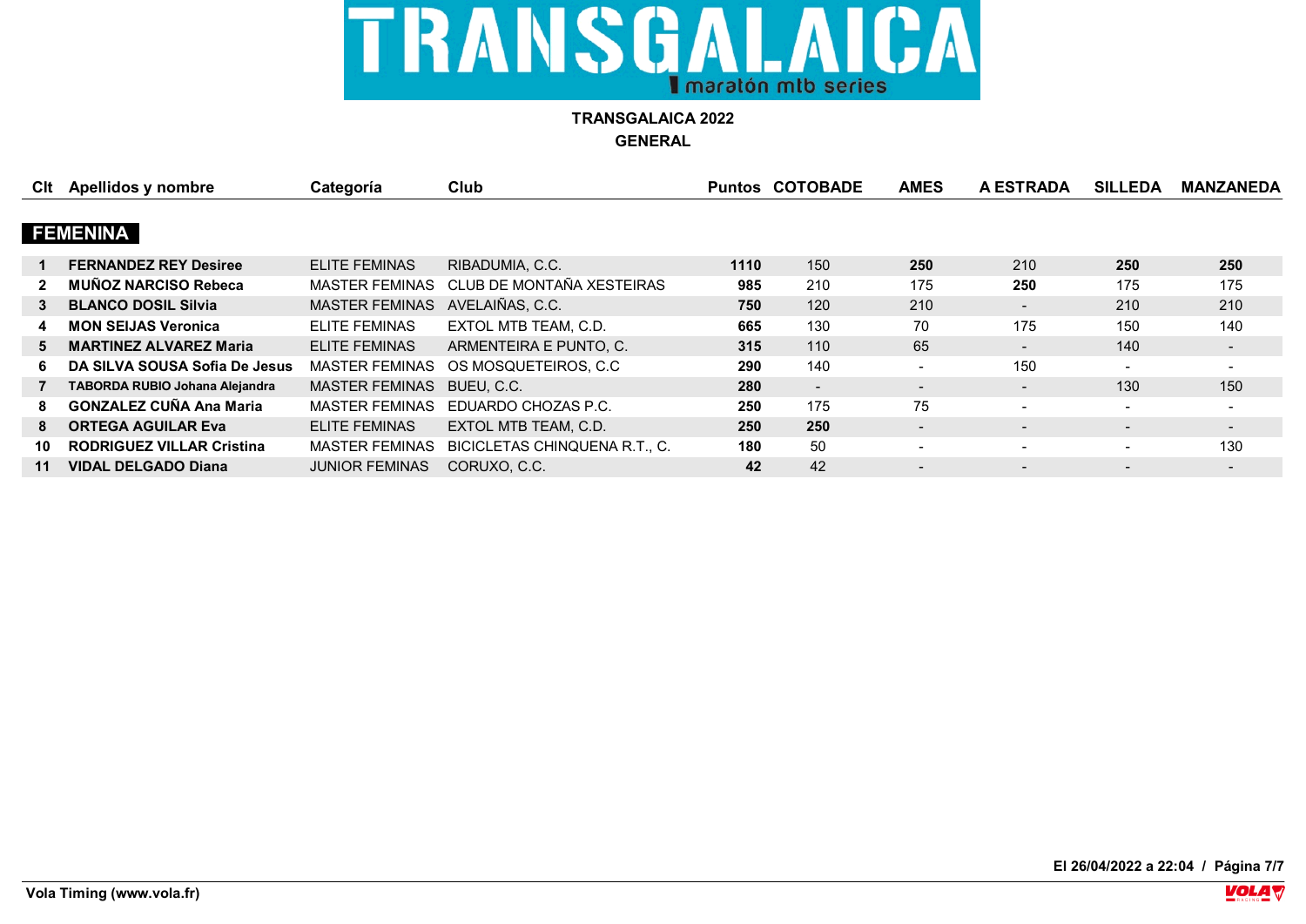# TRANSGALAICA 2022

## GENERAL

| Clt | Apellidos y nombre | Categoría | Club | Puntos | COTOBADE | AMES | A ESTRADA | SILLEDA | MANZANEDA |
|---|---|---|---|---|---|---|---|---|---|
| **FEMENINA** | | | | | | | | | |
| **1** | **FERNANDEZ REY Desiree** | ELITE FEMINAS | RIBADUMIA, C.C. | **1110** | 150 | **250** | 210 | **250** | **250** |
| **2** | **MUÑOZ NARCISO Rebeca** | MASTER FEMINAS | CLUB DE MONTAÑA XESTEIRAS | **985** | 210 | 175 | **250** | 175 | 175 |
| **3** | **BLANCO DOSIL Silvia** | MASTER FEMINAS | AVELAIÑAS, C.C. | **750** | 120 | 210 | - | 210 | 210 |
| **4** | **MON SEIJAS Veronica** | ELITE FEMINAS | EXTOL MTB TEAM, C.D. | **665** | 130 | 70 | 175 | 150 | 140 |
| **5** | **MARTINEZ ALVAREZ Maria** | ELITE FEMINAS | ARMENTEIRA E PUNTO, C. | **315** | 110 | 65 | - | 140 | - |
| **6** | **DA SILVA SOUSA Sofia De Jesus** | MASTER FEMINAS | OS MOSQUETEIROS, C.C | **290** | 140 | - | 150 | - | - |
| **7** | **TABORDA RUBIO Johana Alejandra** | MASTER FEMINAS | BUEU, C.C. | **280** | - | - | - | 130 | 150 |
| **8** | **GONZALEZ CUÑA Ana Maria** | MASTER FEMINAS | EDUARDO CHOZAS P.C. | **250** | 175 | 75 | - | - | - |
| **8** | **ORTEGA AGUILAR Eva** | ELITE FEMINAS | EXTOL MTB TEAM, C.D. | **250** | **250** | - | - | - | - |
| **10** | **RODRIGUEZ VILLAR Cristina** | MASTER FEMINAS | BICICLETAS CHINQUENA R.T., C. | **180** | 50 | - | - | - | 130 |
| **11** | **VIDAL DELGADO Diana** | JUNIOR FEMINAS | CORUXO, C.C. | **42** | 42 | - | - | - | - |

**El 26/04/2022 a 22:04**

**Vola Timing (www.vola.fr)**